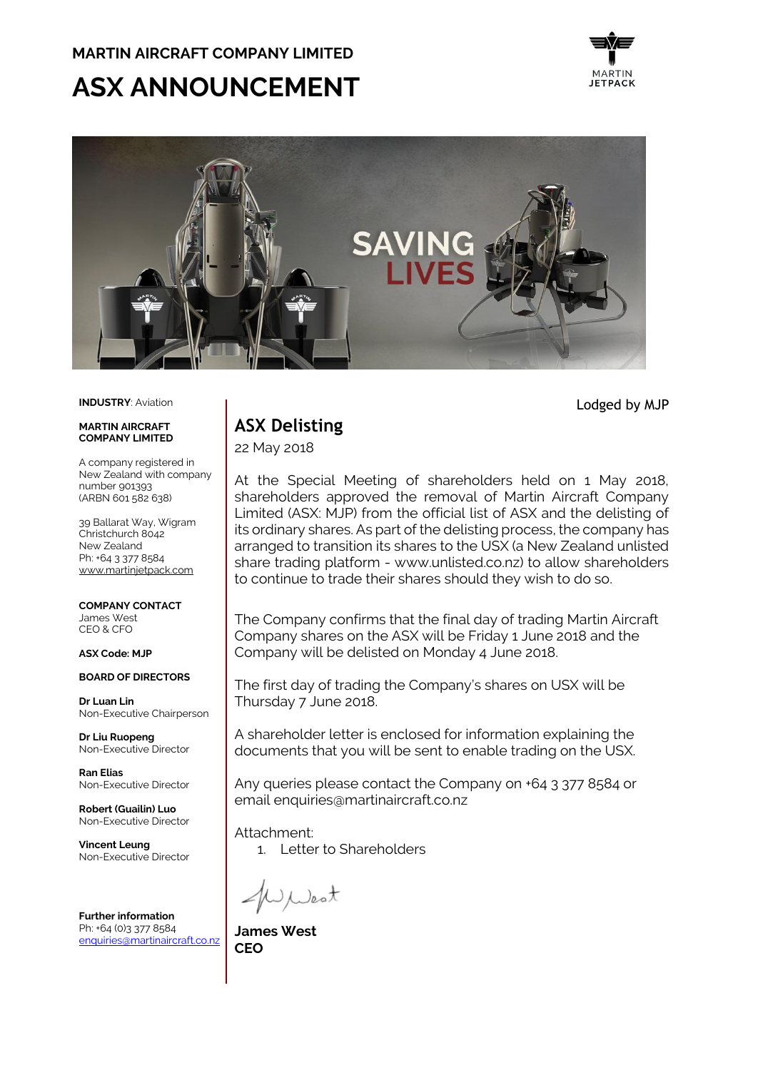**MARTIN AIRCRAFT COMPANY LIMITED**

# ASX ANNOUNCEMENT

SAVING LIVES

**INDUSTRY**: Aviation

**MARTIN AIRCRAFT COMPANY LIMITED**

A company registered in New Zealand with company number 901393 (ARBN 601 582 638)

39 Ballarat Way, Wigram
Christchurch 8042
New Zealand
Ph: +64 3 377 8584
www.martinjetpack.com

**COMPANY CONTACT**
James West
CEO & CFO

**ASX Code: MJP**

**BOARD OF DIRECTORS**

**Dr Luan Lin**
Non-Executive Chairperson

**Dr Liu Ruopeng**
Non-Executive Director

**Ran Elias**
Non-Executive Director

**Robert (Guailin) Luo**
Non-Executive Director

**Vincent Leung**
Non-Executive Director

**Further information**
Ph: +64 (0)3 377 8584
enquiries@martinaircraft.co.nz

Lodged by MJP

## ASX Delisting

22 May 2018

At the Special Meeting of shareholders held on 1 May 2018, shareholders approved the removal of Martin Aircraft Company Limited (ASX: MJP) from the official list of ASX and the delisting of its ordinary shares. As part of the delisting process, the company has arranged to transition its shares to the USX (a New Zealand unlisted share trading platform - www.unlisted.co.nz) to allow shareholders to continue to trade their shares should they wish to do so.

The Company confirms that the final day of trading Martin Aircraft Company shares on the ASX will be Friday 1 June 2018 and the Company will be delisted on Monday 4 June 2018.

The first day of trading the Company's shares on USX will be Thursday 7 June 2018.

A shareholder letter is enclosed for information explaining the documents that you will be sent to enable trading on the USX.

Any queries please contact the Company on +64 3 377 8584 or email enquiries@martinaircraft.co.nz

Attachment:

1. Letter to Shareholders

**James West**
**CEO**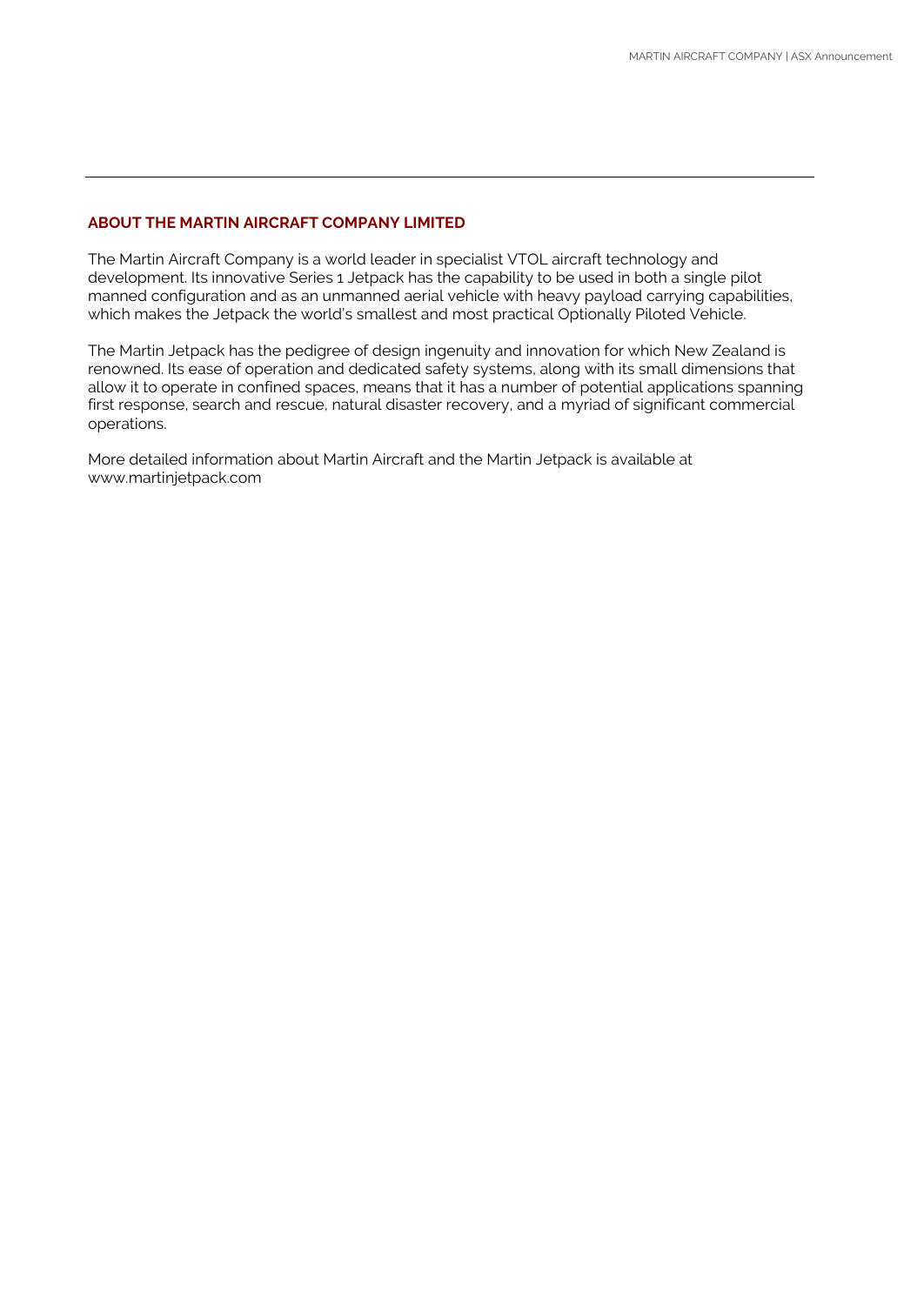## ABOUT THE MARTIN AIRCRAFT COMPANY LIMITED

The Martin Aircraft Company is a world leader in specialist VTOL aircraft technology and development. Its innovative Series 1 Jetpack has the capability to be used in both a single pilot manned configuration and as an unmanned aerial vehicle with heavy payload carrying capabilities, which makes the Jetpack the world's smallest and most practical Optionally Piloted Vehicle.

The Martin Jetpack has the pedigree of design ingenuity and innovation for which New Zealand is renowned. Its ease of operation and dedicated safety systems, along with its small dimensions that allow it to operate in confined spaces, means that it has a number of potential applications spanning first response, search and rescue, natural disaster recovery, and a myriad of significant commercial operations.

More detailed information about Martin Aircraft and the Martin Jetpack is available at www.martinjetpack.com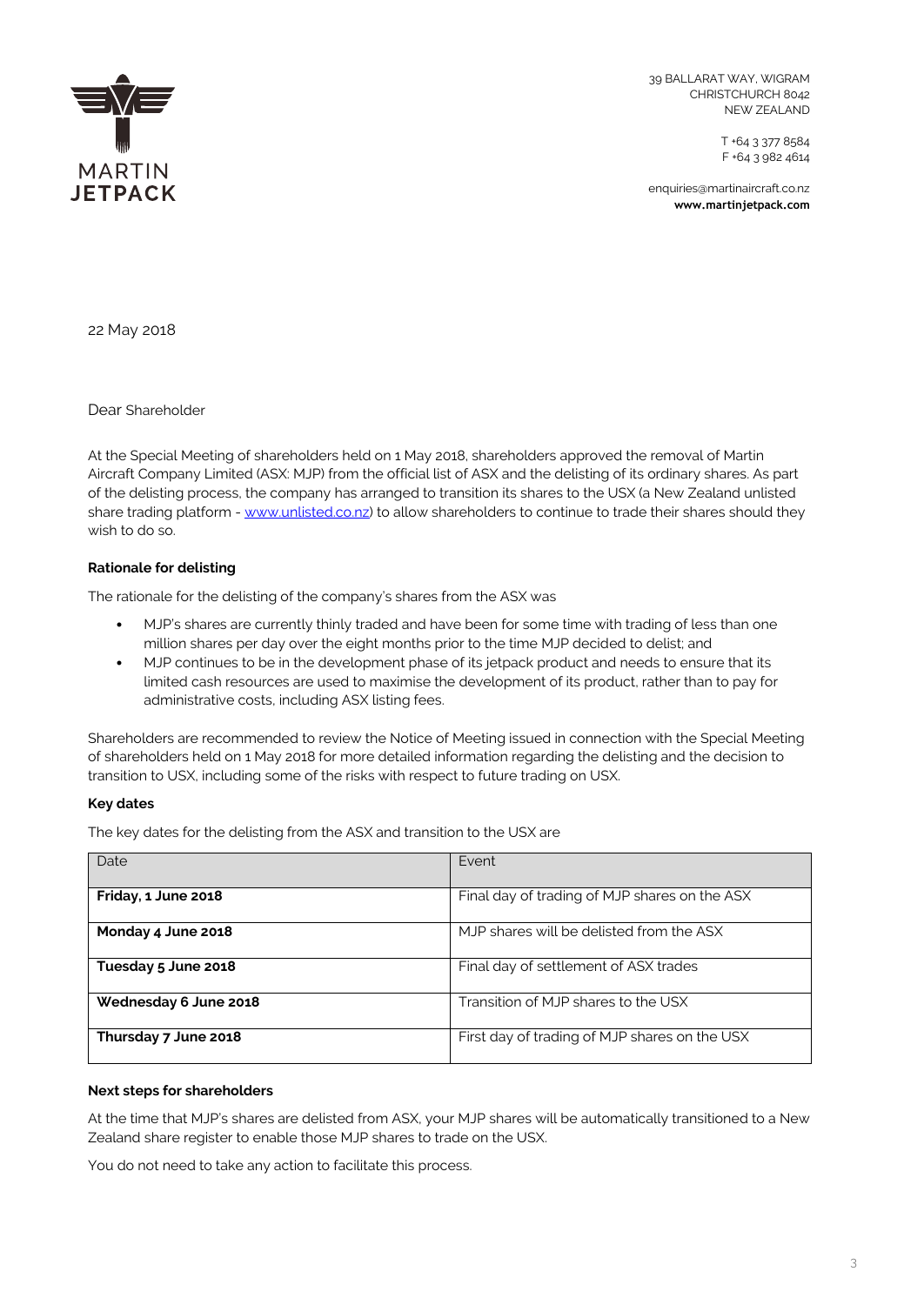39 BALLARAT WAY, WIGRAM
CHRISTCHURCH 8042
NEW ZEALAND

T +64 3 377 8584
F +64 3 982 4614

enquiries@martinaircraft.co.nz
**www.martinjetpack.com**

22 May 2018

Dear Shareholder

At the Special Meeting of shareholders held on 1 May 2018, shareholders approved the removal of Martin Aircraft Company Limited (ASX: MJP) from the official list of ASX and the delisting of its ordinary shares. As part of the delisting process, the company has arranged to transition its shares to the USX (a New Zealand unlisted share trading platform - www.unlisted.co.nz) to allow shareholders to continue to trade their shares should they wish to do so.

**Rationale for delisting**

The rationale for the delisting of the company's shares from the ASX was

- MJP's shares are currently thinly traded and have been for some time with trading of less than one million shares per day over the eight months prior to the time MJP decided to delist; and
- MJP continues to be in the development phase of its jetpack product and needs to ensure that its limited cash resources are used to maximise the development of its product, rather than to pay for administrative costs, including ASX listing fees.

Shareholders are recommended to review the Notice of Meeting issued in connection with the Special Meeting of shareholders held on 1 May 2018 for more detailed information regarding the delisting and the decision to transition to USX, including some of the risks with respect to future trading on USX.

**Key dates**

The key dates for the delisting from the ASX and transition to the USX are

| Date | Event |
|---|---|
| **Friday, 1 June 2018** | Final day of trading of MJP shares on the ASX |
| **Monday 4 June 2018** | MJP shares will be delisted from the ASX |
| **Tuesday 5 June 2018** | Final day of settlement of ASX trades |
| **Wednesday 6 June 2018** | Transition of MJP shares to the USX |
| **Thursday 7 June 2018** | First day of trading of MJP shares on the USX |

**Next steps for shareholders**

At the time that MJP's shares are delisted from ASX, your MJP shares will be automatically transitioned to a New Zealand share register to enable those MJP shares to trade on the USX.

You do not need to take any action to facilitate this process.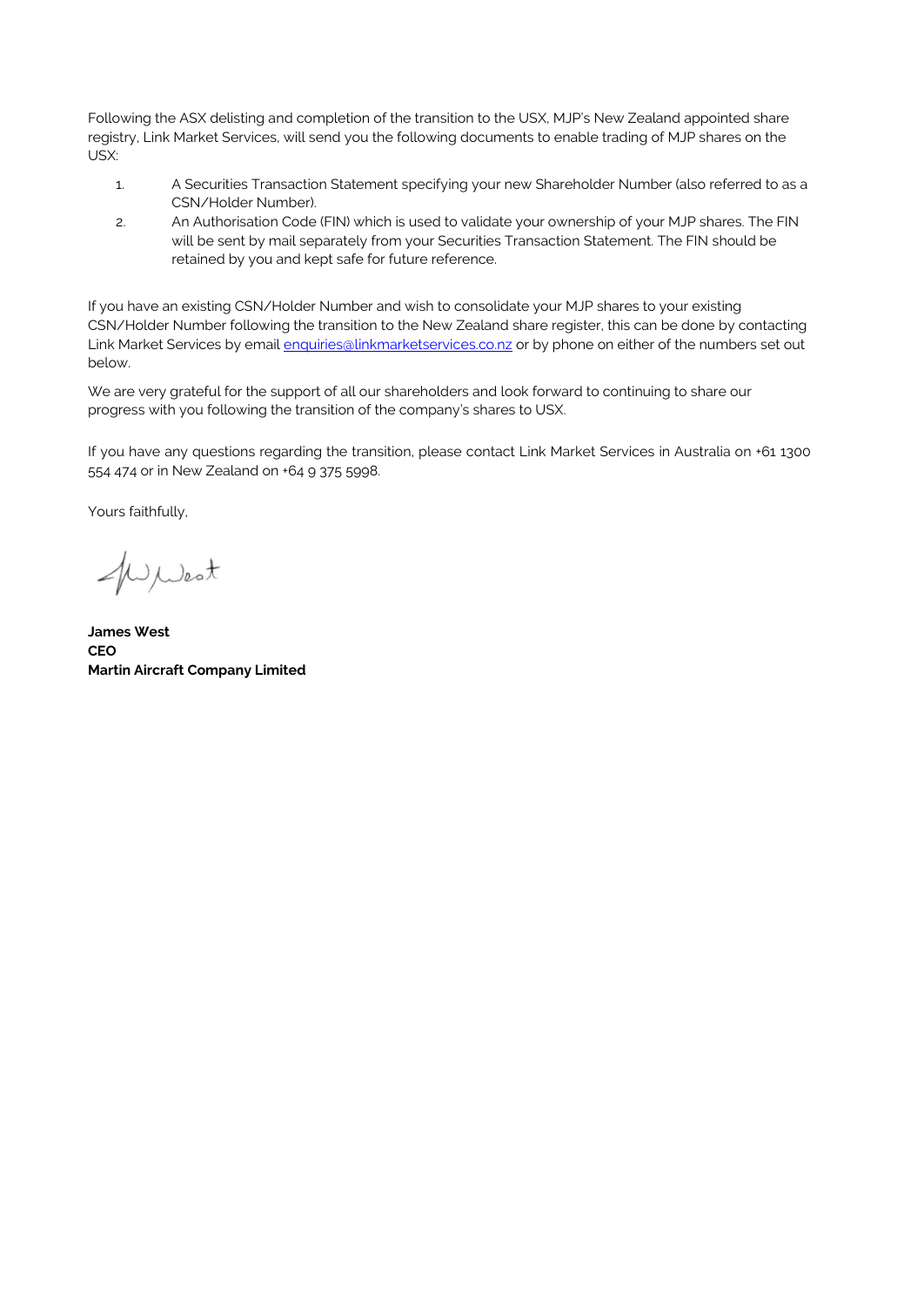Following the ASX delisting and completion of the transition to the USX, MJP's New Zealand appointed share registry, Link Market Services, will send you the following documents to enable trading of MJP shares on the USX:

1. A Securities Transaction Statement specifying your new Shareholder Number (also referred to as a CSN/Holder Number).
2. An Authorisation Code (FIN) which is used to validate your ownership of your MJP shares. The FIN will be sent by mail separately from your Securities Transaction Statement. The FIN should be retained by you and kept safe for future reference.

If you have an existing CSN/Holder Number and wish to consolidate your MJP shares to your existing CSN/Holder Number following the transition to the New Zealand share register, this can be done by contacting Link Market Services by email enquiries@linkmarketservices.co.nz or by phone on either of the numbers set out below.

We are very grateful for the support of all our shareholders and look forward to continuing to share our progress with you following the transition of the company's shares to USX.

If you have any questions regarding the transition, please contact Link Market Services in Australia on +61 1300 554 474 or in New Zealand on +64 9 375 5998.

Yours faithfully,

**James West**
**CEO**
**Martin Aircraft Company Limited**